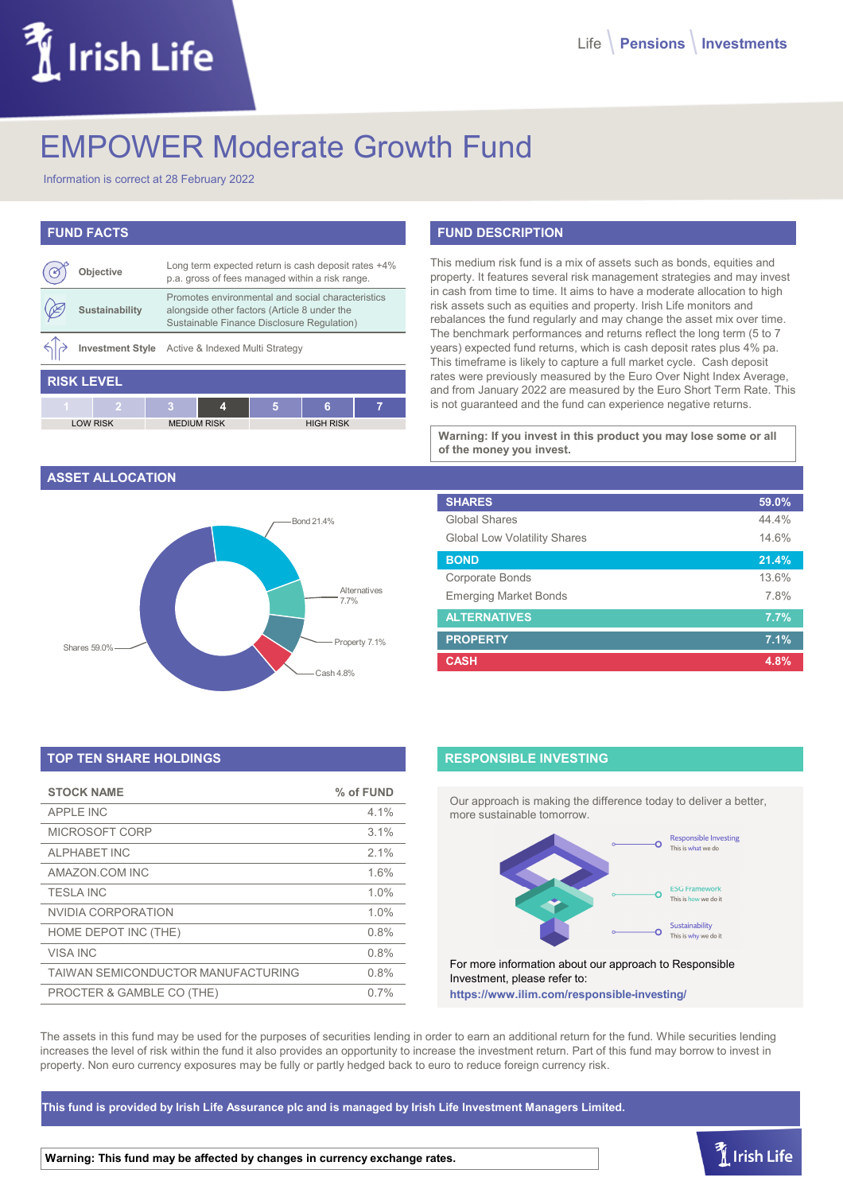# EMPOWER Moderate Growth Fund

Information is correct at 28 February 2022

## FUND FACTS

| | |
|---|---|
| **Objective** | Long term expected return is cash deposit rates +4% p.a. gross of fees managed within a risk range. |
| **Sustainability** | Promotes environmental and social characteristics alongside other factors (Article 8 under the Sustainable Finance Disclosure Regulation) |
| **Investment Style** | Active & Indexed Multi Strategy |

## RISK LEVEL

| 1 | 2 | 3 | 4 | 5 | 6 | 7 |
|---|---|---|---|---|---|---|
| LOW RISK | | MEDIUM RISK | | HIGH RISK | | |

Risk level: 4

## FUND DESCRIPTION

This medium risk fund is a mix of assets such as bonds, equities and property. It features several risk management strategies and may invest in cash from time to time. It aims to have a moderate allocation to high risk assets such as equities and property. Irish Life monitors and rebalances the fund regularly and may change the asset mix over time. The benchmark performances and returns reflect the long term (5 to 7 years) expected fund returns, which is cash deposit rates plus 4% pa. This timeframe is likely to capture a full market cycle. Cash deposit rates were previously measured by the Euro Over Night Index Average, and from January 2022 are measured by the Euro Short Term Rate. This is not guaranteed and the fund can experience negative returns.

**Warning: If you invest in this product you may lose some or all of the money you invest.**

## ASSET ALLOCATION

Bond 21.4%, Alternatives 7.7%, Property 7.1%, Cash 4.8%, Shares 59.0%

| | |
|---|---|
| **SHARES** | **59.0%** |
| Global Shares | 44.4% |
| Global Low Volatility Shares | 14.6% |
| **BOND** | **21.4%** |
| Corporate Bonds | 13.6% |
| Emerging Market Bonds | 7.8% |
| **ALTERNATIVES** | **7.7%** |
| **PROPERTY** | **7.1%** |
| **CASH** | **4.8%** |

## TOP TEN SHARE HOLDINGS

| STOCK NAME | % of FUND |
|---|---|
| APPLE INC | 4.1% |
| MICROSOFT CORP | 3.1% |
| ALPHABET INC | 2.1% |
| AMAZON.COM INC | 1.6% |
| TESLA INC | 1.0% |
| NVIDIA CORPORATION | 1.0% |
| HOME DEPOT INC (THE) | 0.8% |
| VISA INC | 0.8% |
| TAIWAN SEMICONDUCTOR MANUFACTURING | 0.8% |
| PROCTER & GAMBLE CO (THE) | 0.7% |

## RESPONSIBLE INVESTING

Our approach is making the difference today to deliver a better, more sustainable tomorrow.

- Responsible Investing – This is what we do
- ESG Framework – This is how we do it
- Sustainability – This is why we do it

For more information about our approach to Responsible Investment, please refer to:
**https://www.ilim.com/responsible-investing/**

The assets in this fund may be used for the purposes of securities lending in order to earn an additional return for the fund. While securities lending increases the level of risk within the fund it also provides an opportunity to increase the investment return. Part of this fund may borrow to invest in property. Non euro currency exposures may be fully or partly hedged back to euro to reduce foreign currency risk.

**This fund is provided by Irish Life Assurance plc and is managed by Irish Life Investment Managers Limited.**

**Warning: This fund may be affected by changes in currency exchange rates.**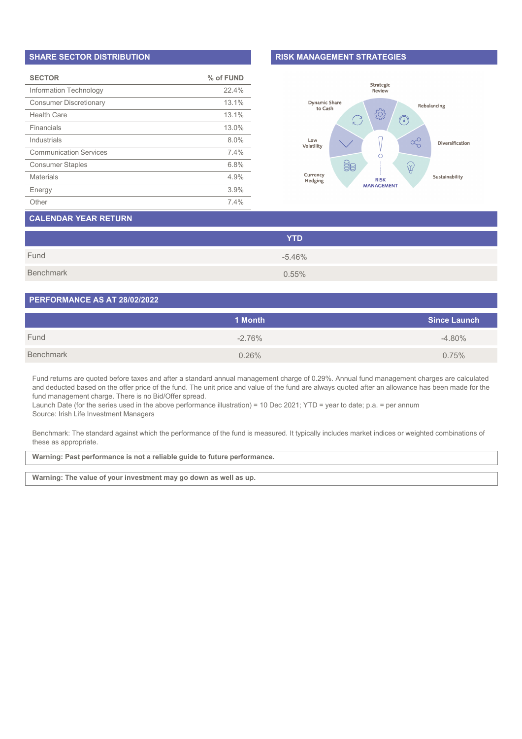## SHARE SECTOR DISTRIBUTION

| SECTOR | % of FUND |
|---|---|
| Information Technology | 22.4% |
| Consumer Discretionary | 13.1% |
| Health Care | 13.1% |
| Financials | 13.0% |
| Industrials | 8.0% |
| Communication Services | 7.4% |
| Consumer Staples | 6.8% |
| Materials | 4.9% |
| Energy | 3.9% |
| Other | 7.4% |

## RISK MANAGEMENT STRATEGIES

Strategic Review

Rebalancing

Diversification

Sustainability

RISK MANAGEMENT

Currency Hedging

Low Volatility

Dynamic Share to Cash

## CALENDAR YEAR RETURN

| | YTD |
|---|---|
| Fund | -5.46% |
| Benchmark | 0.55% |

## PERFORMANCE AS AT 28/02/2022

| | 1 Month | Since Launch |
|---|---|---|
| Fund | -2.76% | -4.80% |
| Benchmark | 0.26% | 0.75% |

Fund returns are quoted before taxes and after a standard annual management charge of 0.29%. Annual fund management charges are calculated and deducted based on the offer price of the fund. The unit price and value of the fund are always quoted after an allowance has been made for the fund management charge. There is no Bid/Offer spread.
Launch Date (for the series used in the above performance illustration) = 10 Dec 2021; YTD = year to date; p.a. = per annum
Source: Irish Life Investment Managers

Benchmark: The standard against which the performance of the fund is measured. It typically includes market indices or weighted combinations of these as appropriate.

**Warning: Past performance is not a reliable guide to future performance.**

**Warning: The value of your investment may go down as well as up.**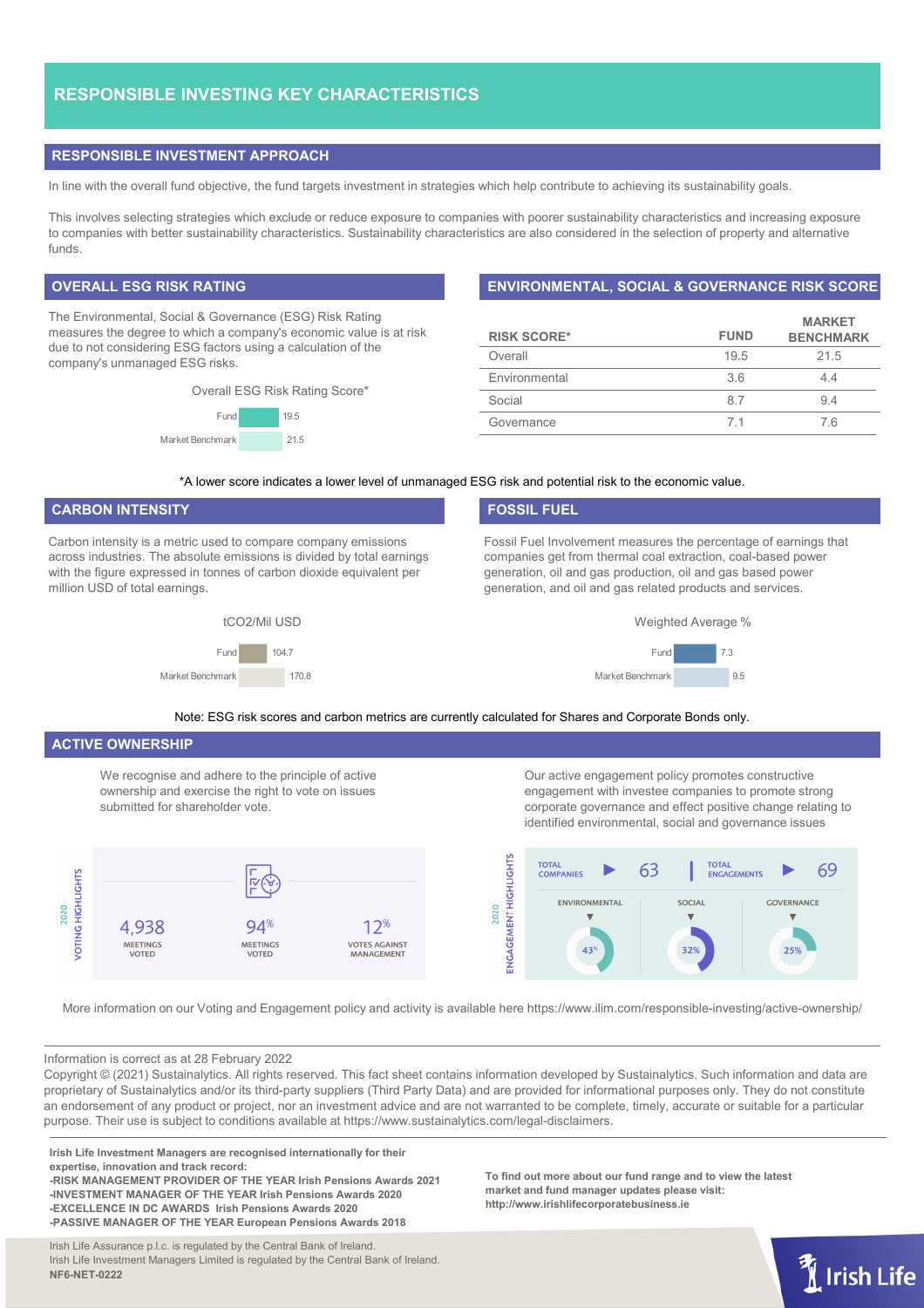# RESPONSIBLE INVESTING KEY CHARACTERISTICS

## RESPONSIBLE INVESTMENT APPROACH

In line with the overall fund objective, the fund targets investment in strategies which help contribute to achieving its sustainability goals.

This involves selecting strategies which exclude or reduce exposure to companies with poorer sustainability characteristics and increasing exposure to companies with better sustainability characteristics. Sustainability characteristics are also considered in the selection of property and alternative funds.

## OVERALL ESG RISK RATING

The Environmental, Social & Governance (ESG) Risk Rating measures the degree to which a company's economic value is at risk due to not considering ESG factors using a calculation of the company's unmanaged ESG risks.

Overall ESG Risk Rating Score*

Fund 19.5

Market Benchmark 21.5

## ENVIRONMENTAL, SOCIAL & GOVERNANCE RISK SCORE

| RISK SCORE* | FUND | MARKET BENCHMARK |
|---|---|---|
| Overall | 19.5 | 21.5 |
| Environmental | 3.6 | 4.4 |
| Social | 8.7 | 9.4 |
| Governance | 7.1 | 7.6 |

*A lower score indicates a lower level of unmanaged ESG risk and potential risk to the economic value.

## CARBON INTENSITY

Carbon intensity is a metric used to compare company emissions across industries. The absolute emissions is divided by total earnings with the figure expressed in tonnes of carbon dioxide equivalent per million USD of total earnings.

$tCO_2$/Mil USD

Fund 104.7

Market Benchmark 170.8

## FOSSIL FUEL

Fossil Fuel Involvement measures the percentage of earnings that companies get from thermal coal extraction, coal-based power generation, oil and gas production, oil and gas based power generation, and oil and gas related products and services.

Weighted Average %

Fund 7.3

Market Benchmark 9.5

Note: ESG risk scores and carbon metrics are currently calculated for Shares and Corporate Bonds only.

## ACTIVE OWNERSHIP

We recognise and adhere to the principle of active ownership and exercise the right to vote on issues submitted for shareholder vote.

Our active engagement policy promotes constructive engagement with investee companies to promote strong corporate governance and effect positive change relating to identified environmental, social and governance issues

2020 VOTING HIGHLIGHTS

4,938 MEETINGS VOTED

94% MEETINGS VOTED

12% VOTES AGAINST MANAGEMENT

2020 ENGAGEMENT HIGHLIGHTS

TOTAL COMPANIES 63

TOTAL ENGAGEMENTS 69

ENVIRONMENTAL 43%

SOCIAL 32%

GOVERNANCE 25%

More information on our Voting and Engagement policy and activity is available here https://www.ilim.com/responsible-investing/active-ownership/

Information is correct as at 28 February 2022

Copyright © (2021) Sustainalytics. All rights reserved. This fact sheet contains information developed by Sustainalytics. Such information and data are proprietary of Sustainalytics and/or its third-party suppliers (Third Party Data) and are provided for informational purposes only. They do not constitute an endorsement of any product or project, nor an investment advice and are not warranted to be complete, timely, accurate or suitable for a particular purpose. Their use is subject to conditions available at https://www.sustainalytics.com/legal-disclaimers.

**Irish Life Investment Managers are recognised internationally for their expertise, innovation and track record:**
**-RISK MANAGEMENT PROVIDER OF THE YEAR Irish Pensions Awards 2021**
**-INVESTMENT MANAGER OF THE YEAR Irish Pensions Awards 2020**
**-EXCELLENCE IN DC AWARDS Irish Pensions Awards 2020**
**-PASSIVE MANAGER OF THE YEAR European Pensions Awards 2018**

**To find out more about our fund range and to view the latest market and fund manager updates please visit: http://www.irishlifecorporatebusiness.ie**

Irish Life Assurance p.l.c. is regulated by the Central Bank of Ireland.
Irish Life Investment Managers Limited is regulated by the Central Bank of Ireland.
**NF6-NET-0222**

Irish Life